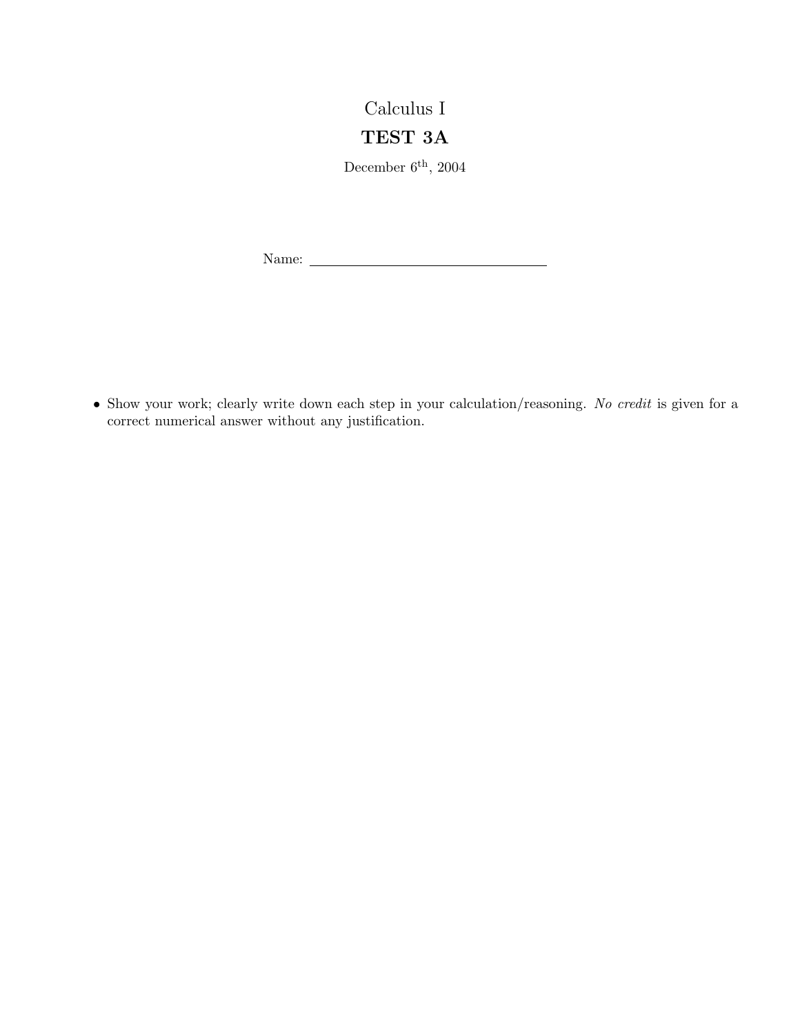# Calculus I

## TEST 3A

December $6^{\text{th}}$, 2004

Name: ______________________________

- Show your work; clearly write down each step in your calculation/reasoning. *No credit* is given for a correct numerical answer without any justification.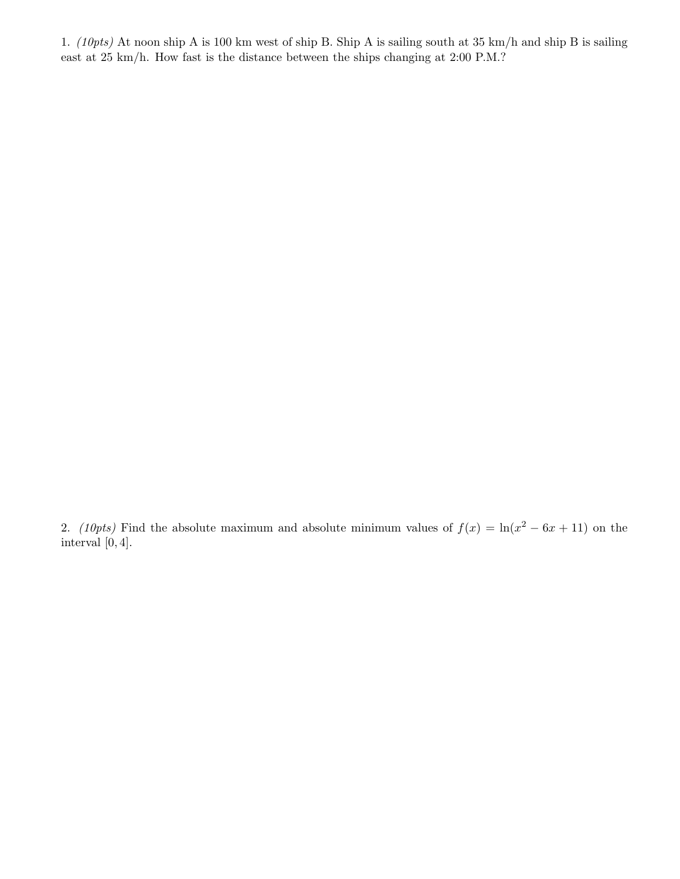1. *(10pts)* At noon ship A is 100 km west of ship B. Ship A is sailing south at 35 km/h and ship B is sailing east at 25 km/h. How fast is the distance between the ships changing at 2:00 P.M.?

2. *(10pts)* Find the absolute maximum and absolute minimum values of $f(x) = \ln(x^2 - 6x + 11)$ on the interval $[0, 4]$.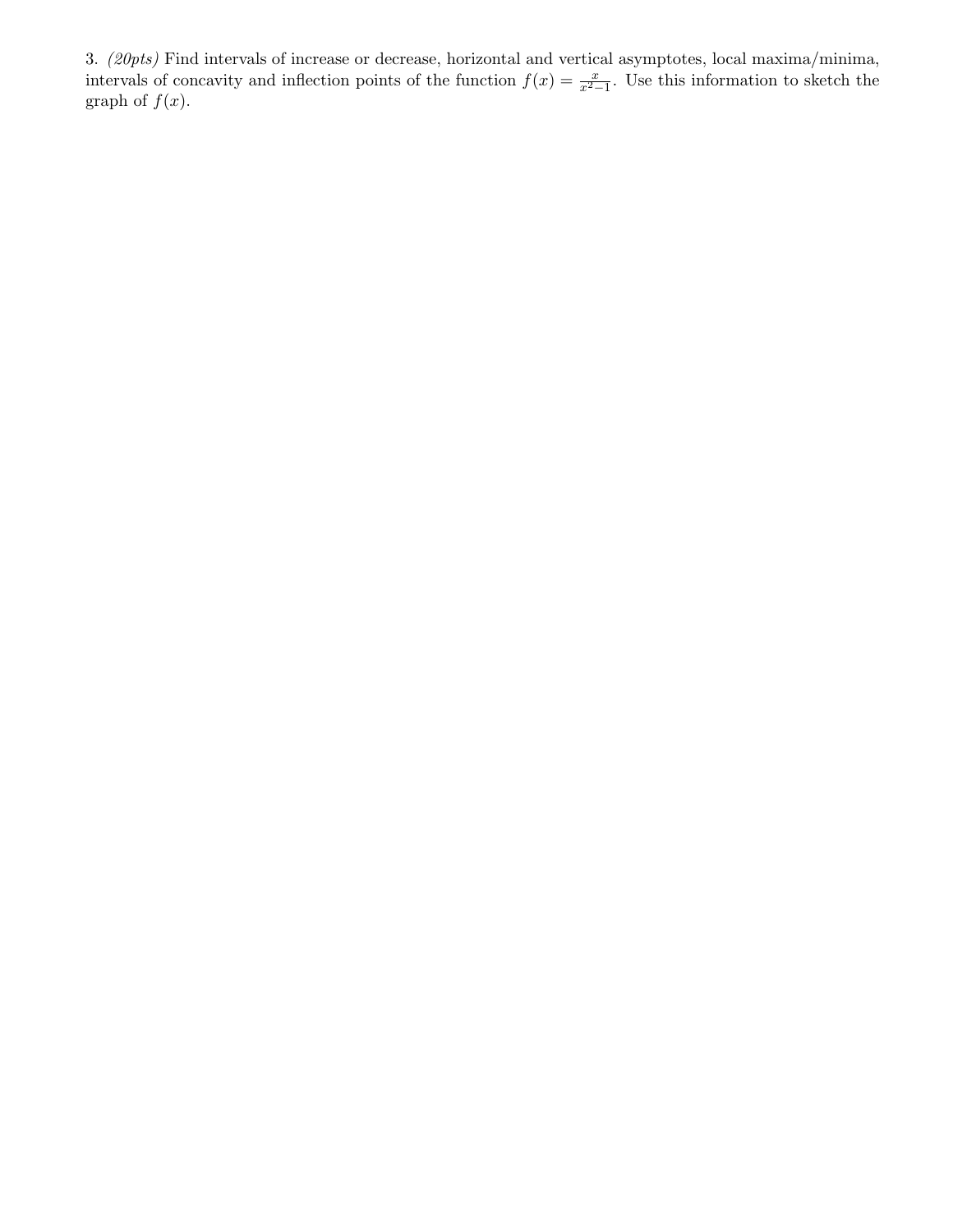3. *(20pts)* Find intervals of increase or decrease, horizontal and vertical asymptotes, local maxima/minima, intervals of concavity and inflection points of the function $f(x) = \frac{x}{x^2-1}$. Use this information to sketch the graph of $f(x)$.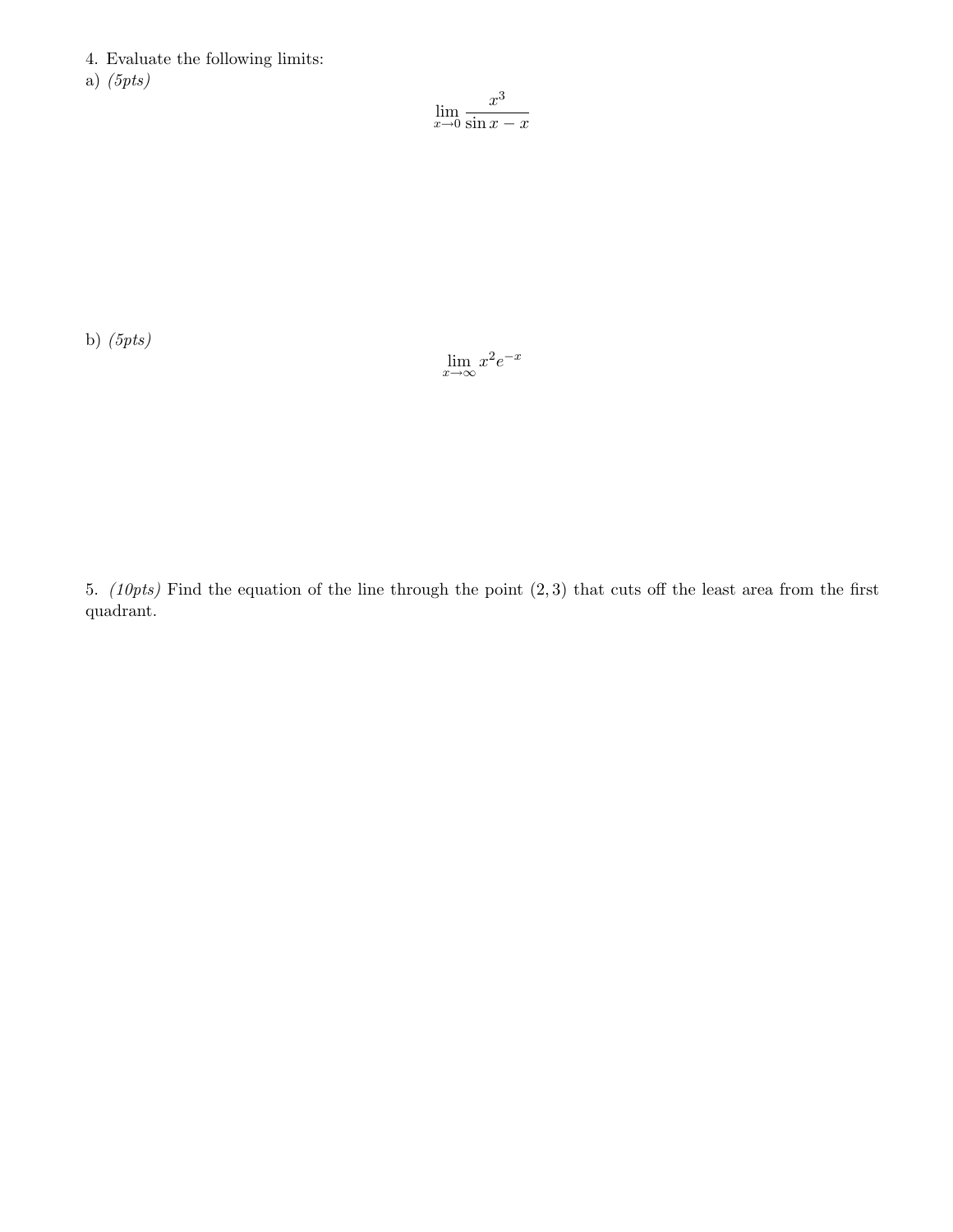4. Evaluate the following limits:

a) *(5pts)*

$$\lim_{x \to 0} \frac{x^3}{\sin x - x}$$

b) *(5pts)*

$$\lim_{x \to \infty} x^2 e^{-x}$$

5. *(10pts)* Find the equation of the line through the point $(2, 3)$ that cuts off the least area from the first quadrant.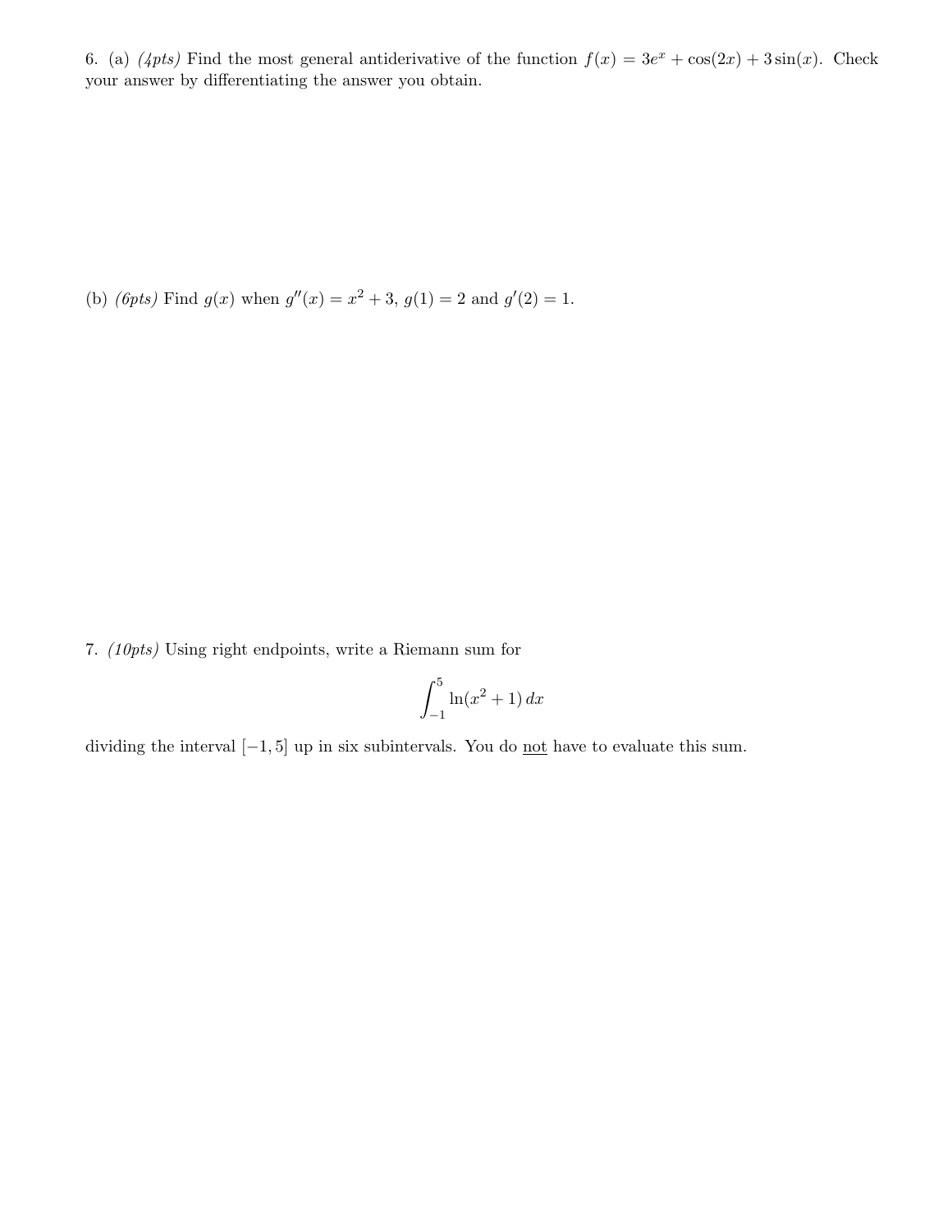6. (a) *(4pts)* Find the most general antiderivative of the function $f(x) = 3e^x + \cos(2x) + 3\sin(x)$. Check your answer by differentiating the answer you obtain.

(b) *(6pts)* Find $g(x)$ when $g''(x) = x^2 + 3$, $g(1) = 2$ and $g'(2) = 1$.

7. *(10pts)* Using right endpoints, write a Riemann sum for

$$\int_{-1}^{5} \ln(x^2 + 1)\, dx$$

dividing the interval $[-1, 5]$ up in six subintervals. You do not have to evaluate this sum.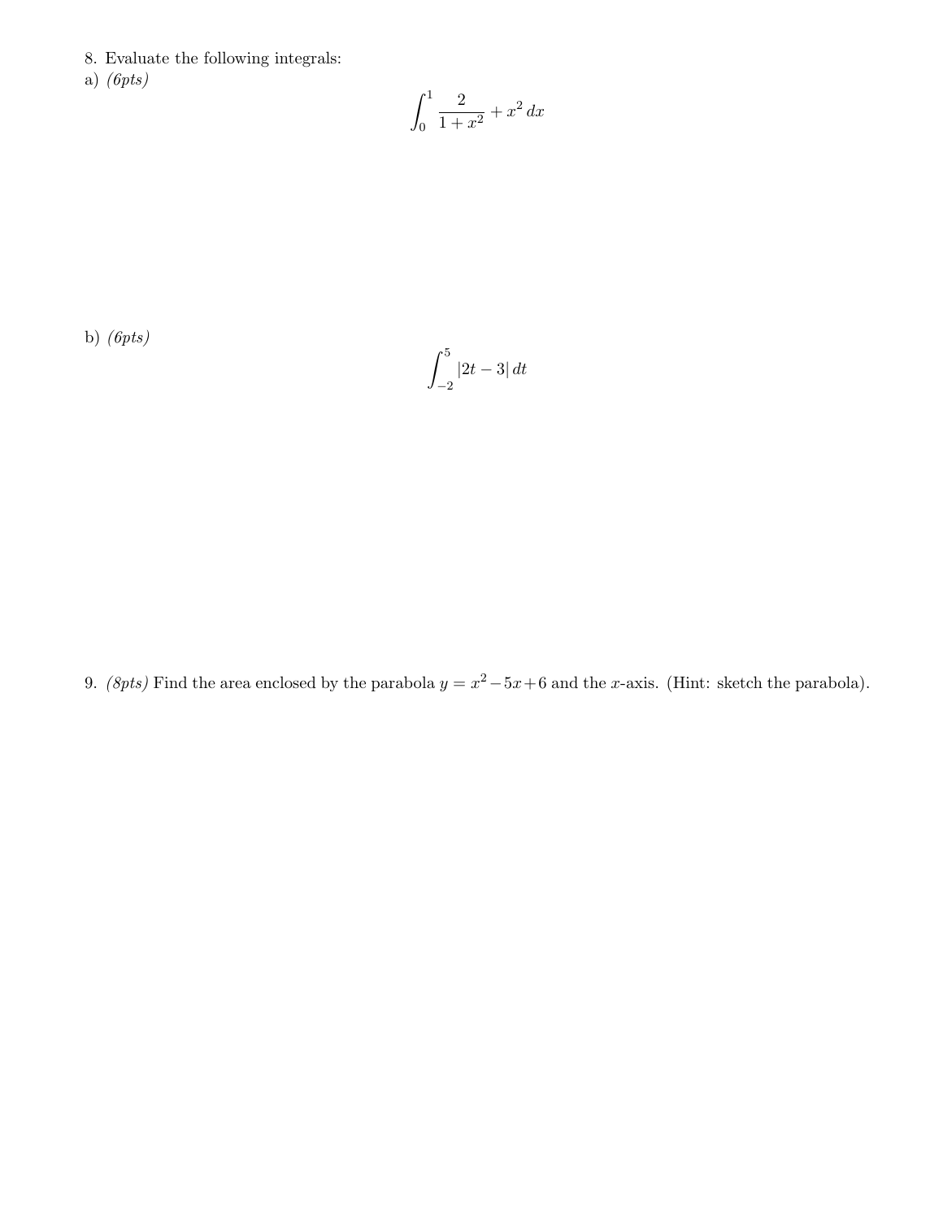8. Evaluate the following integrals:

a) *(6pts)*

$$\int_0^1 \frac{2}{1+x^2} + x^2 \, dx$$

b) *(6pts)*

$$\int_{-2}^{5} |2t - 3| \, dt$$

9. *(8pts)* Find the area enclosed by the parabola $y = x^2 - 5x + 6$ and the $x$-axis. (Hint: sketch the parabola).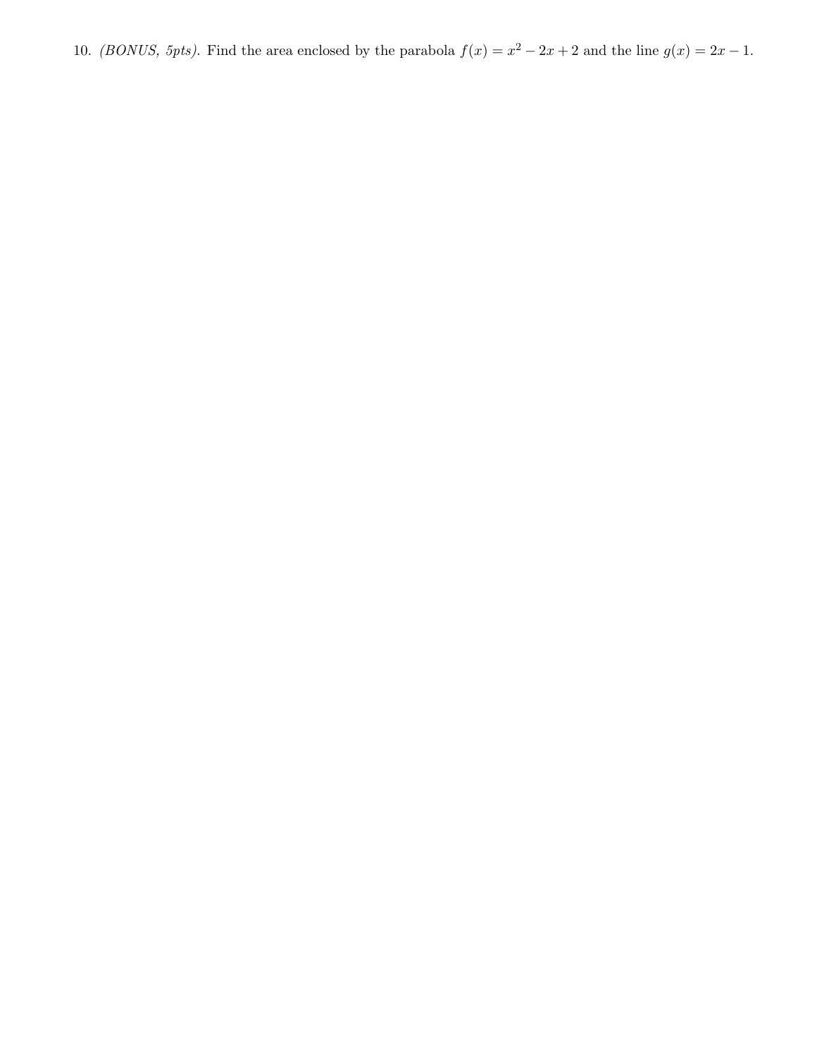10. *(BONUS, 5pts)*. Find the area enclosed by the parabola $f(x) = x^2 - 2x + 2$ and the line $g(x) = 2x - 1$.